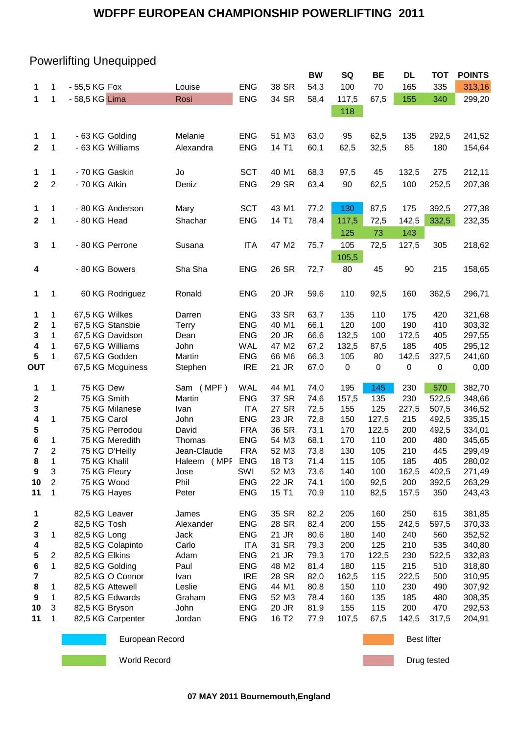# WDFPF EUROPEAN CHAMPIONSHIP POWERLIFTING 2011

## Powerlifting Unequipped

| | | | | | | | BW | SQ | BE | DL | TOT | POINTS |
|---|---|---|---|---|---|---|---|---|---|---|---|---|
| 1 | 1 | - 55,5 KG | Fox | Louise | ENG | 38 SR | 54,3 | 100 | 70 | 165 | 335 | 313,16 |
| 1 | 1 | - 58,5 KG | Lima | Rosi | ENG | 34 SR | 58,4 | 117,5 | 67,5 | 155 | 340 | 299,20 |
| | | | | | | | | 118 | | | | |
| 1 | 1 | - 63 KG | Golding | Melanie | ENG | 51 M3 | 63,0 | 95 | 62,5 | 135 | 292,5 | 241,52 |
| 2 | 1 | - 63 KG | Williams | Alexandra | ENG | 14 T1 | 60,1 | 62,5 | 32,5 | 85 | 180 | 154,64 |
| 1 | 1 | - 70 KG | Gaskin | Jo | SCT | 40 M1 | 68,3 | 97,5 | 45 | 132,5 | 275 | 212,11 |
| 2 | 2 | - 70 KG | Atkin | Deniz | ENG | 29 SR | 63,4 | 90 | 62,5 | 100 | 252,5 | 207,38 |
| 1 | 1 | - 80 KG | Anderson | Mary | SCT | 43 M1 | 77,2 | 130 | 87,5 | 175 | 392,5 | 277,38 |
| 2 | 1 | - 80 KG | Head | Shachar | ENG | 14 T1 | 78,4 | 117,5 | 72,5 | 142,5 | 332,5 | 232,35 |
| | | | | | | | | 125 | 73 | 143 | | |
| 3 | 1 | - 80 KG | Perrone | Susana | ITA | 47 M2 | 75,7 | 105 | 72,5 | 127,5 | 305 | 218,62 |
| | | | | | | | | 105,5 | | | | |
| 4 | | - 80 KG | Bowers | Sha Sha | ENG | 26 SR | 72,7 | 80 | 45 | 90 | 215 | 158,65 |
| 1 | 1 | 60 KG | Rodriguez | Ronald | ENG | 20 JR | 59,6 | 110 | 92,5 | 160 | 362,5 | 296,71 |
| 1 | 1 | 67,5 KG | Wilkes | Darren | ENG | 33 SR | 63,7 | 135 | 110 | 175 | 420 | 321,68 |
| 2 | 1 | 67,5 KG | Stansbie | Terry | ENG | 40 M1 | 66,1 | 120 | 100 | 190 | 410 | 303,32 |
| 3 | 1 | 67,5 KG | Davidson | Dean | ENG | 20 JR | 66,6 | 132,5 | 100 | 172,5 | 405 | 297,55 |
| 4 | 1 | 67,5 KG | Williams | John | WAL | 47 M2 | 67,2 | 132,5 | 87,5 | 185 | 405 | 295,12 |
| 5 | 1 | 67,5 KG | Godden | Martin | ENG | 66 M6 | 66,3 | 105 | 80 | 142,5 | 327,5 | 241,60 |
| OUT | | 67,5 KG | Mcguiness | Stephen | IRE | 21 JR | 67,0 | 0 | 0 | 0 | 0 | 0,00 |
| 1 | 1 | 75 KG | Dew | Sam (MPF) | WAL | 44 M1 | 74,0 | 195 | 145 | 230 | 570 | 382,70 |
| 2 | | 75 KG | Smith | Martin | ENG | 37 SR | 74,6 | 157,5 | 135 | 230 | 522,5 | 348,66 |
| 3 | | 75 KG | Milanese | Ivan | ITA | 27 SR | 72,5 | 155 | 125 | 227,5 | 507,5 | 346,52 |
| 4 | 1 | 75 KG | Carol | John | ENG | 23 JR | 72,8 | 150 | 127,5 | 215 | 492,5 | 335,15 |
| 5 | | 75 KG | Perrodou | David | FRA | 36 SR | 73,1 | 170 | 122,5 | 200 | 492,5 | 334,01 |
| 6 | 1 | 75 KG | Meredith | Thomas | ENG | 54 M3 | 68,1 | 170 | 110 | 200 | 480 | 345,65 |
| 7 | 2 | 75 KG | D'Heilly | Jean-Claude | FRA | 52 M3 | 73,8 | 130 | 105 | 210 | 445 | 299,49 |
| 8 | 1 | 75 KG | Khalil | Haleem (MPF | ENG | 18 T3 | 71,4 | 115 | 105 | 185 | 405 | 280,02 |
| 9 | 3 | 75 KG | Fleury | Jose | SWI | 52 M3 | 73,6 | 140 | 100 | 162,5 | 402,5 | 271,49 |
| 10 | 2 | 75 KG | Wood | Phil | ENG | 22 JR | 74,1 | 100 | 92,5 | 200 | 392,5 | 263,29 |
| 11 | 1 | 75 KG | Hayes | Peter | ENG | 15 T1 | 70,9 | 110 | 82,5 | 157,5 | 350 | 243,43 |
| 1 | | 82,5 KG | Leaver | James | ENG | 35 SR | 82,2 | 205 | 160 | 250 | 615 | 381,85 |
| 2 | | 82,5 KG | Tosh | Alexander | ENG | 28 SR | 82,4 | 200 | 155 | 242,5 | 597,5 | 370,33 |
| 3 | 1 | 82,5 KG | Long | Jack | ENG | 21 JR | 80,6 | 180 | 140 | 240 | 560 | 352,52 |
| 4 | | 82,5 KG | Colapinto | Carlo | ITA | 31 SR | 79,3 | 200 | 125 | 210 | 535 | 340,80 |
| 5 | 2 | 82,5 KG | Elkins | Adam | ENG | 21 JR | 79,3 | 170 | 122,5 | 230 | 522,5 | 332,83 |
| 6 | 1 | 82,5 KG | Golding | Paul | ENG | 48 M2 | 81,4 | 180 | 115 | 215 | 510 | 318,80 |
| 7 | | 82,5 KG | O Connor | Ivan | IRE | 28 SR | 82,0 | 162,5 | 115 | 222,5 | 500 | 310,95 |
| 8 | 1 | 82,5 KG | Attewell | Leslie | ENG | 44 M1 | 80,8 | 150 | 110 | 230 | 490 | 307,92 |
| 9 | 1 | 82,5 KG | Edwards | Graham | ENG | 52 M3 | 78,4 | 160 | 135 | 185 | 480 | 308,35 |
| 10 | 3 | 82,5 KG | Bryson | John | ENG | 20 JR | 81,9 | 155 | 115 | 200 | 470 | 292,53 |
| 11 | 1 | 82,5 KG | Carpenter | Jordan | ENG | 16 T2 | 77,9 | 107,5 | 67,5 | 142,5 | 317,5 | 204,91 |

Legend:

- European Record (blue)
- World Record (green)
- Best lifter (orange)
- Drug tested (pink)

**07 MAY 2011 Bournemouth,England**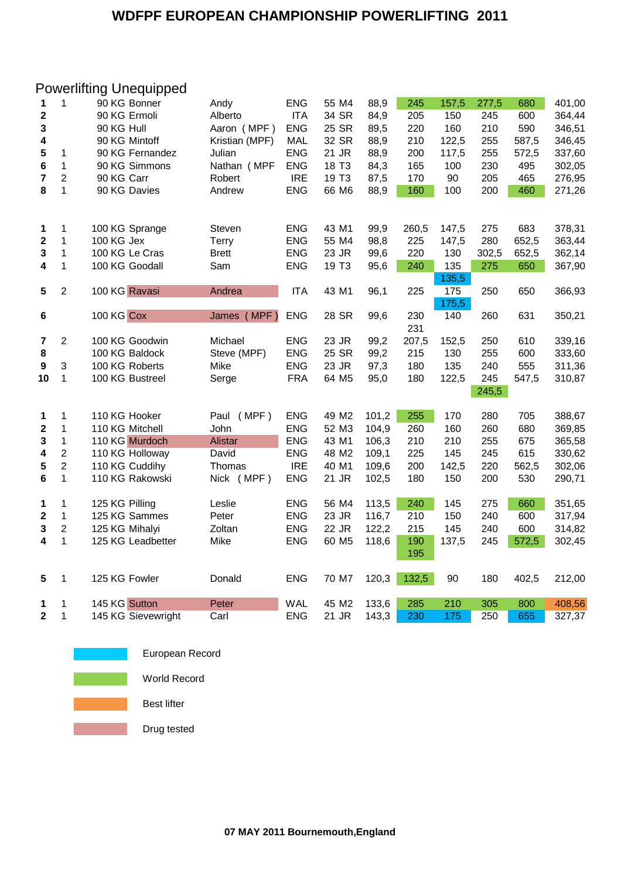# WDFPF EUROPEAN CHAMPIONSHIP POWERLIFTING 2011

## Powerlifting Unequipped

| | | | | | | | | | | | | | | |
|---|---|---|---|---|---|---|---|---|---|---|---|---|---|---|
| **1** | 1 | 90 KG | Bonner | Andy | ENG | 55 | M4 | 88,9 | 245 | 157,5 | 277,5 | 680 | 401,00 |
| **2** | | 90 KG | Ermoli | Alberto | ITA | 34 | SR | 84,9 | 205 | 150 | 245 | 600 | 364,44 |
| **3** | | 90 KG | Hull | Aaron ( MPF ) | ENG | 25 | SR | 89,5 | 220 | 160 | 210 | 590 | 346,51 |
| **4** | | 90 KG | Mintoff | Kristian (MPF) | MAL | 32 | SR | 88,9 | 210 | 122,5 | 255 | 587,5 | 346,45 |
| **5** | 1 | 90 KG | Fernandez | Julian | ENG | 21 | JR | 88,9 | 200 | 117,5 | 255 | 572,5 | 337,60 |
| **6** | 1 | 90 KG | Simmons | Nathan ( MPF | ENG | 18 | T3 | 84,3 | 165 | 100 | 230 | 495 | 302,05 |
| **7** | 2 | 90 KG | Carr | Robert | IRE | 19 | T3 | 87,5 | 170 | 90 | 205 | 465 | 276,95 |
| **8** | 1 | 90 KG | Davies | Andrew | ENG | 66 | M6 | 88,9 | 160 | 100 | 200 | 460 | 271,26 |
| | | | | | | | | | | | | | |
| **1** | 1 | 100 KG | Sprange | Steven | ENG | 43 | M1 | 99,9 | 260,5 | 147,5 | 275 | 683 | 378,31 |
| **2** | 1 | 100 KG | Jex | Terry | ENG | 55 | M4 | 98,8 | 225 | 147,5 | 280 | 652,5 | 363,44 |
| **3** | 1 | 100 KG | Le Cras | Brett | ENG | 23 | JR | 99,6 | 220 | 130 | 302,5 | 652,5 | 362,14 |
| **4** | 1 | 100 KG | Goodall | Sam | ENG | 19 | T3 | 95,6 | 240 | 135 | 275 | 650 | 367,90 |
| | | | | | | | | | | 135,5 | | | |
| **5** | 2 | 100 KG | Ravasi | Andrea | ITA | 43 | M1 | 96,1 | 225 | 175 | 250 | 650 | 366,93 |
| | | | | | | | | | | 175,5 | | | |
| **6** | | 100 KG | Cox | James ( MPF ) | ENG | 28 | SR | 99,6 | 230 | 140 | 260 | 631 | 350,21 |
| | | | | | | | | | 231 | | | | |
| **7** | 2 | 100 KG | Goodwin | Michael | ENG | 23 | JR | 99,2 | 207,5 | 152,5 | 250 | 610 | 339,16 |
| **8** | | 100 KG | Baldock | Steve (MPF) | ENG | 25 | SR | 99,2 | 215 | 130 | 255 | 600 | 333,60 |
| **9** | 3 | 100 KG | Roberts | Mike | ENG | 23 | JR | 97,3 | 180 | 135 | 240 | 555 | 311,36 |
| **10** | 1 | 100 KG | Bustreel | Serge | FRA | 64 | M5 | 95,0 | 180 | 122,5 | 245 | 547,5 | 310,87 |
| | | | | | | | | | | | 245,5 | | |
| **1** | 1 | 110 KG | Hooker | Paul ( MPF ) | ENG | 49 | M2 | 101,2 | 255 | 170 | 280 | 705 | 388,67 |
| **2** | 1 | 110 KG | Mitchell | John | ENG | 52 | M3 | 104,9 | 260 | 160 | 260 | 680 | 369,85 |
| **3** | 1 | 110 KG | Murdoch | Alistar | ENG | 43 | M1 | 106,3 | 210 | 210 | 255 | 675 | 365,58 |
| **4** | 2 | 110 KG | Holloway | David | ENG | 48 | M2 | 109,1 | 225 | 145 | 245 | 615 | 330,62 |
| **5** | 2 | 110 KG | Cuddihy | Thomas | IRE | 40 | M1 | 109,6 | 200 | 142,5 | 220 | 562,5 | 302,06 |
| **6** | 1 | 110 KG | Rakowski | Nick ( MPF ) | ENG | 21 | JR | 102,5 | 180 | 150 | 200 | 530 | 290,71 |
| | | | | | | | | | | | | | |
| **1** | 1 | 125 KG | Pilling | Leslie | ENG | 56 | M4 | 113,5 | 240 | 145 | 275 | 660 | 351,65 |
| **2** | 1 | 125 KG | Sammes | Peter | ENG | 23 | JR | 116,7 | 210 | 150 | 240 | 600 | 317,94 |
| **3** | 2 | 125 KG | Mihalyi | Zoltan | ENG | 22 | JR | 122,2 | 215 | 145 | 240 | 600 | 314,82 |
| **4** | 1 | 125 KG | Leadbetter | Mike | ENG | 60 | M5 | 118,6 | 190 | 137,5 | 245 | 572,5 | 302,45 |
| | | | | | | | | | 195 | | | | |
| **5** | 1 | 125 KG | Fowler | Donald | ENG | 70 | M7 | 120,3 | 132,5 | 90 | 180 | 402,5 | 212,00 |
| | | | | | | | | | | | | | |
| **1** | 1 | 145 KG | Sutton | Peter | WAL | 45 | M2 | 133,6 | 285 | 210 | 305 | 800 | 408,56 |
| **2** | 1 | 145 KG | Sievewright | Carl | ENG | 21 | JR | 143,3 | 230 | 175 | 250 | 655 | 327,37 |

European Record

World Record

Best lifter

Drug tested

**07 MAY 2011 Bournemouth,England**